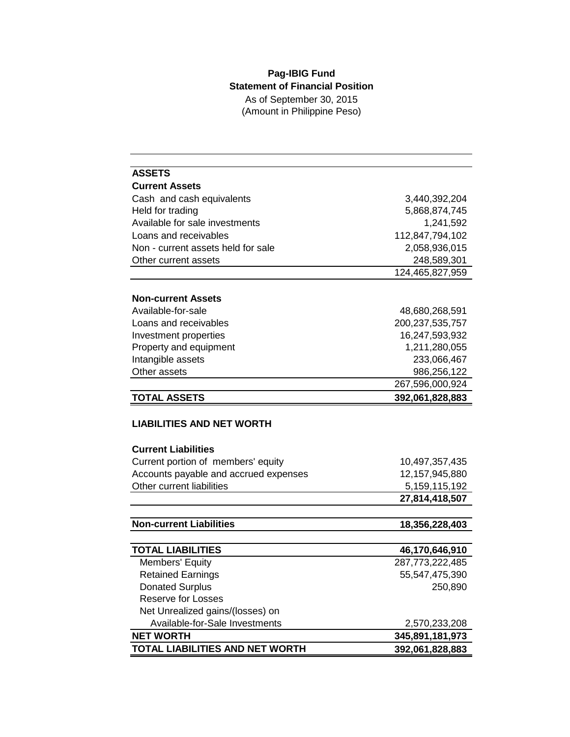**Pag-IBIG Fund**
**Statement of Financial Position**
As of September 30, 2015
(Amount in Philippine Peso)

| | |
|---|---:|
| **ASSETS** | |
| **Current Assets** | |
| Cash and cash equivalents | 3,440,392,204 |
| Held for trading | 5,868,874,745 |
| Available for sale investments | 1,241,592 |
| Loans and receivables | 112,847,794,102 |
| Non - current assets held for sale | 2,058,936,015 |
| Other current assets | 248,589,301 |
| | 124,465,827,959 |
| **Non-current Assets** | |
| Available-for-sale | 48,680,268,591 |
| Loans and receivables | 200,237,535,757 |
| Investment properties | 16,247,593,932 |
| Property and equipment | 1,211,280,055 |
| Intangible assets | 233,066,467 |
| Other assets | 986,256,122 |
| | 267,596,000,924 |
| **TOTAL ASSETS** | **392,061,828,883** |
| **LIABILITIES AND NET WORTH** | |
| **Current Liabilities** | |
| Current portion of members' equity | 10,497,357,435 |
| Accounts payable and accrued expenses | 12,157,945,880 |
| Other current liabilities | 5,159,115,192 |
| | **27,814,418,507** |
| **Non-current Liabilities** | **18,356,228,403** |
| **TOTAL LIABILITIES** | **46,170,646,910** |
| Members' Equity | 287,773,222,485 |
| Retained Earnings | 55,547,475,390 |
| Donated Surplus | 250,890 |
| Reserve for Losses | |
| Net Unrealized gains/(losses) on Available-for-Sale Investments | 2,570,233,208 |
| **NET WORTH** | **345,891,181,973** |
| **TOTAL LIABILITIES AND NET WORTH** | **392,061,828,883** |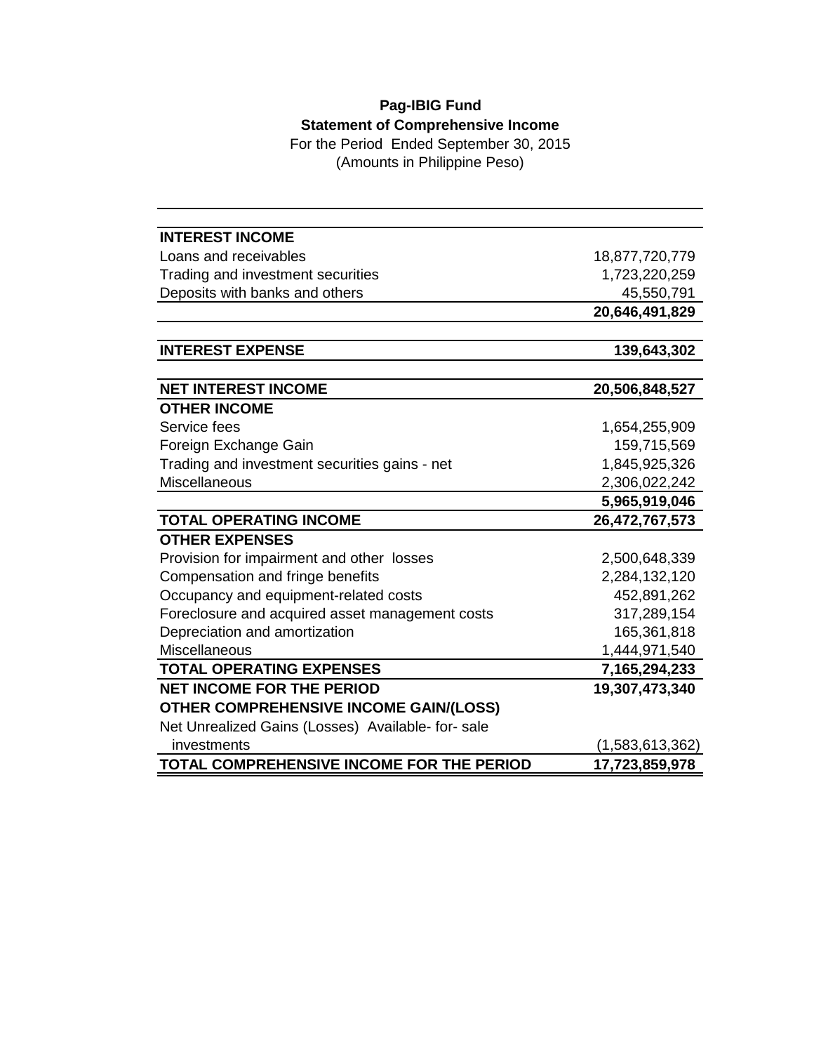**Pag-IBIG Fund**
**Statement of Comprehensive Income**
For the Period Ended September 30, 2015
(Amounts in Philippine Peso)

| | |
|---|---:|
| **INTEREST INCOME** | |
| Loans and receivables | 18,877,720,779 |
| Trading and investment securities | 1,723,220,259 |
| Deposits with banks and others | 45,550,791 |
| | **20,646,491,829** |
| **INTEREST EXPENSE** | **139,643,302** |
| **NET INTEREST INCOME** | **20,506,848,527** |
| **OTHER INCOME** | |
| Service fees | 1,654,255,909 |
| Foreign Exchange Gain | 159,715,569 |
| Trading and investment securities gains - net | 1,845,925,326 |
| Miscellaneous | 2,306,022,242 |
| | **5,965,919,046** |
| **TOTAL OPERATING INCOME** | **26,472,767,573** |
| **OTHER EXPENSES** | |
| Provision for impairment and other losses | 2,500,648,339 |
| Compensation and fringe benefits | 2,284,132,120 |
| Occupancy and equipment-related costs | 452,891,262 |
| Foreclosure and acquired asset management costs | 317,289,154 |
| Depreciation and amortization | 165,361,818 |
| Miscellaneous | 1,444,971,540 |
| **TOTAL OPERATING EXPENSES** | **7,165,294,233** |
| **NET INCOME FOR THE PERIOD** | **19,307,473,340** |
| **OTHER COMPREHENSIVE INCOME GAIN/(LOSS)** | |
| Net Unrealized Gains (Losses) Available- for- sale investments | (1,583,613,362) |
| **TOTAL COMPREHENSIVE INCOME FOR THE PERIOD** | **17,723,859,978** |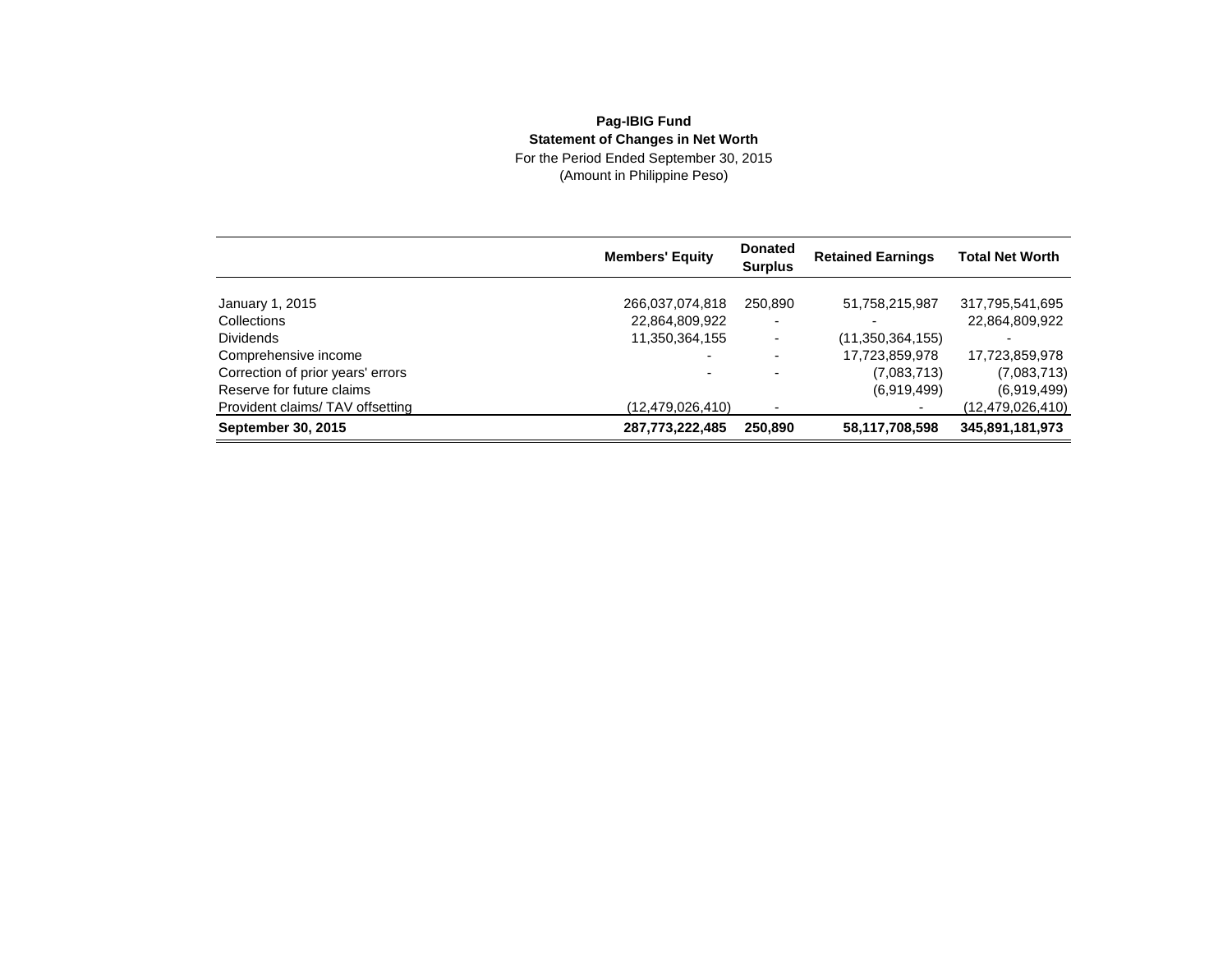**Pag-IBIG Fund**
**Statement of Changes in Net Worth**
For the Period Ended September 30, 2015
(Amount in Philippine Peso)

| | Members' Equity | Donated Surplus | Retained Earnings | Total Net Worth |
|---|---|---|---|---|
| January 1, 2015 | 266,037,074,818 | 250,890 | 51,758,215,987 | 317,795,541,695 |
| Collections | 22,864,809,922 | - | - | 22,864,809,922 |
| Dividends | 11,350,364,155 | - | (11,350,364,155) | - |
| Comprehensive income | - | - | 17,723,859,978 | 17,723,859,978 |
| Correction of prior years' errors | - | - | (7,083,713) | (7,083,713) |
| Reserve for future claims | | | (6,919,499) | (6,919,499) |
| Provident claims/ TAV offsetting | (12,479,026,410) | - | - | (12,479,026,410) |
| **September 30, 2015** | **287,773,222,485** | **250,890** | **58,117,708,598** | **345,891,181,973** |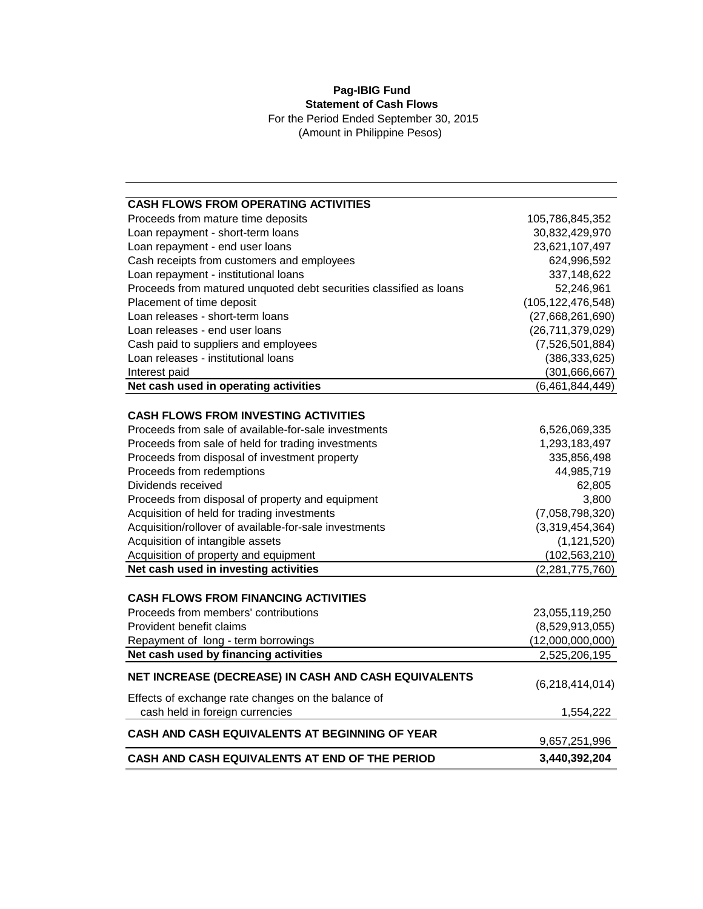**Pag-IBIG Fund**
**Statement of Cash Flows**
For the Period Ended September 30, 2015
(Amount in Philippine Pesos)

| | |
|---|---|
| **CASH FLOWS FROM OPERATING ACTIVITIES** | |
| Proceeds from mature time deposits | 105,786,845,352 |
| Loan repayment - short-term loans | 30,832,429,970 |
| Loan repayment - end user loans | 23,621,107,497 |
| Cash receipts from customers and employees | 624,996,592 |
| Loan repayment - institutional loans | 337,148,622 |
| Proceeds from matured unquoted debt securities classified as loans | 52,246,961 |
| Placement of time deposit | (105,122,476,548) |
| Loan releases - short-term loans | (27,668,261,690) |
| Loan releases - end user loans | (26,711,379,029) |
| Cash paid to suppliers and employees | (7,526,501,884) |
| Loan releases - institutional loans | (386,333,625) |
| Interest paid | (301,666,667) |
| **Net cash used in operating activities** | (6,461,844,449) |
| | |
| **CASH FLOWS FROM INVESTING ACTIVITIES** | |
| Proceeds from sale of available-for-sale investments | 6,526,069,335 |
| Proceeds from sale of held for trading investments | 1,293,183,497 |
| Proceeds from disposal of investment property | 335,856,498 |
| Proceeds from redemptions | 44,985,719 |
| Dividends received | 62,805 |
| Proceeds from disposal of property and equipment | 3,800 |
| Acquisition of held for trading investments | (7,058,798,320) |
| Acquisition/rollover of available-for-sale investments | (3,319,454,364) |
| Acquisition of intangible assets | (1,121,520) |
| Acquisition of property and equipment | (102,563,210) |
| **Net cash used in investing activities** | (2,281,775,760) |
| | |
| **CASH FLOWS FROM FINANCING ACTIVITIES** | |
| Proceeds from members' contributions | 23,055,119,250 |
| Provident benefit claims | (8,529,913,055) |
| Repayment of long - term borrowings | (12,000,000,000) |
| **Net cash used by financing activities** | 2,525,206,195 |
| **NET INCREASE (DECREASE) IN CASH AND CASH EQUIVALENTS** | (6,218,414,014) |
| Effects of exchange rate changes on the balance of cash held in foreign currencies | 1,554,222 |
| **CASH AND CASH EQUIVALENTS AT BEGINNING OF YEAR** | 9,657,251,996 |
| **CASH AND CASH EQUIVALENTS AT END OF THE PERIOD** | **3,440,392,204** |